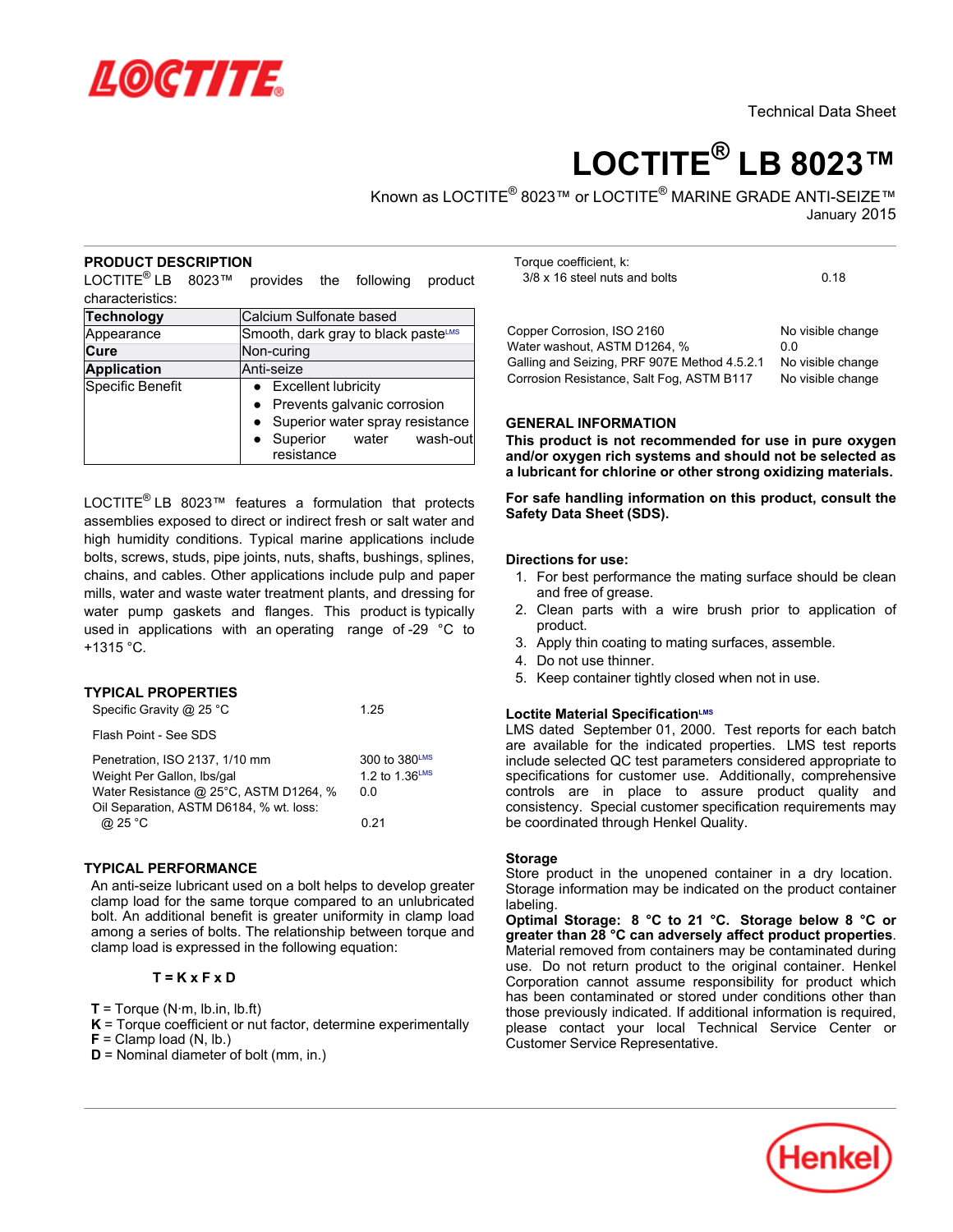Technical Data Sheet

# LOCTITE® LB 8023™

Known as LOCTITE® 8023™ or LOCTITE® MARINE GRADE ANTI-SEIZE™

January 2015

## PRODUCT DESCRIPTION

LOCTITE® LB 8023™ provides the following product characteristics:

| | |
|---|---|
| **Technology** | Calcium Sulfonate based |
| Appearance | Smooth, dark gray to black paste[LMS] |
| **Cure** | Non-curing |
| **Application** | Anti-seize |
| Specific Benefit | • Excellent lubricity<br>• Prevents galvanic corrosion<br>• Superior water spray resistance<br>• Superior water wash-out resistance |

LOCTITE® LB 8023™ features a formulation that protects assemblies exposed to direct or indirect fresh or salt water and high humidity conditions. Typical marine applications include bolts, screws, studs, pipe joints, nuts, shafts, bushings, splines, chains, and cables. Other applications include pulp and paper mills, water and waste water treatment plants, and dressing for water pump gaskets and flanges. This product is typically used in applications with an operating range of -29 °C to +1315 °C.

## TYPICAL PROPERTIES

| | |
|---|---|
| Specific Gravity @ 25 °C | 1.25 |
| Flash Point - See SDS | |
| Penetration, ISO 2137, 1/10 mm | 300 to 380[LMS] |
| Weight Per Gallon, lbs/gal | 1.2 to 1.36[LMS] |
| Water Resistance @ 25°C, ASTM D1264, % | 0.0 |
| Oil Separation, ASTM D6184, % wt. loss: | |
| @ 25 °C | 0.21 |

## TYPICAL PERFORMANCE

An anti-seize lubricant used on a bolt helps to develop greater clamp load for the same torque compared to an unlubricated bolt. An additional benefit is greater uniformity in clamp load among a series of bolts. The relationship between torque and clamp load is expressed in the following equation:

$$T = K \times F \times D$$

**T** = Torque (N·m, lb.in, lb.ft)
**K** = Torque coefficient or nut factor, determine experimentally
**F** = Clamp load (N, lb.)
**D** = Nominal diameter of bolt (mm, in.)

| | |
|---|---|
| Torque coefficient, k: | |
| 3/8 x 16 steel nuts and bolts | 0.18 |

| | |
|---|---|
| Copper Corrosion, ISO 2160 | No visible change |
| Water washout, ASTM D1264, % | 0.0 |
| Galling and Seizing, PRF 907E Method 4.5.2.1 | No visible change |
| Corrosion Resistance, Salt Fog, ASTM B117 | No visible change |

## GENERAL INFORMATION

**This product is not recommended for use in pure oxygen and/or oxygen rich systems and should not be selected as a lubricant for chlorine or other strong oxidizing materials.**

**For safe handling information on this product, consult the Safety Data Sheet (SDS).**

### Directions for use:

1. For best performance the mating surface should be clean and free of grease.
2. Clean parts with a wire brush prior to application of product.
3. Apply thin coating to mating surfaces, assemble.
4. Do not use thinner.
5. Keep container tightly closed when not in use.

### Loctite Material Specification[LMS]

LMS dated September 01, 2000. Test reports for each batch are available for the indicated properties. LMS test reports include selected QC test parameters considered appropriate to specifications for customer use. Additionally, comprehensive controls are in place to assure product quality and consistency. Special customer specification requirements may be coordinated through Henkel Quality.

### Storage

Store product in the unopened container in a dry location. Storage information may be indicated on the product container labeling.

**Optimal Storage: 8 °C to 21 °C. Storage below 8 °C or greater than 28 °C can adversely affect product properties**. Material removed from containers may be contaminated during use. Do not return product to the original container. Henkel Corporation cannot assume responsibility for product which has been contaminated or stored under conditions other than those previously indicated. If additional information is required, please contact your local Technical Service Center or Customer Service Representative.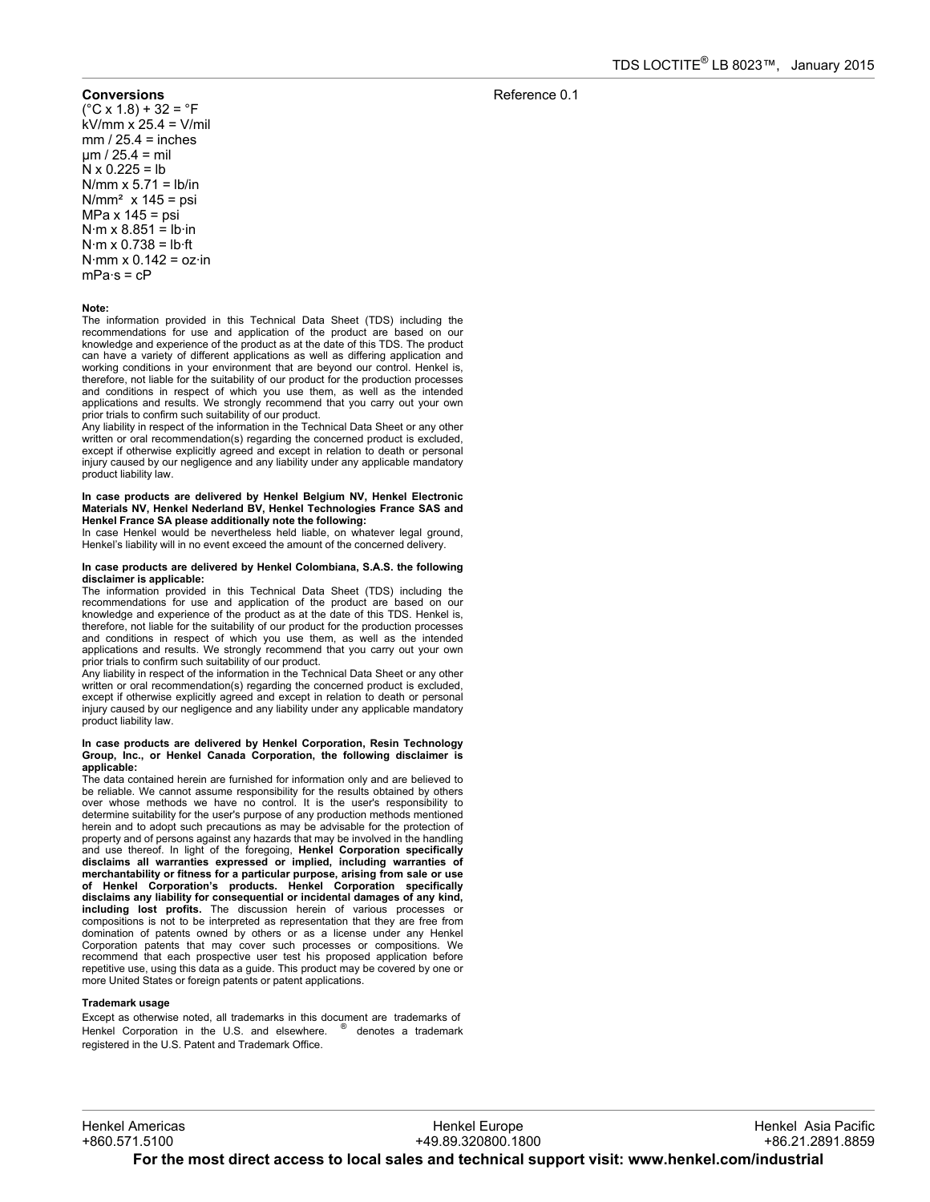### Conversions

(°C x 1.8) + 32 = °F
kV/mm x 25.4 = V/mil
mm / 25.4 = inches
µm / 25.4 = mil
N x 0.225 = lb
N/mm x 5.71 = lb/in
N/mm² x 145 = psi
MPa x 145 = psi
N·m x 8.851 = lb·in
N·m x 0.738 = lb·ft
N·mm x 0.142 = oz·in
mPa·s = cP

**Note:**

The information provided in this Technical Data Sheet (TDS) including the recommendations for use and application of the product are based on our knowledge and experience of the product as at the date of this TDS. The product can have a variety of different applications as well as differing application and working conditions in your environment that are beyond our control. Henkel is, therefore, not liable for the suitability of our product for the production processes and conditions in respect of which you use them, as well as the intended applications and results. We strongly recommend that you carry out your own prior trials to confirm such suitability of our product.

Any liability in respect of the information in the Technical Data Sheet or any other written or oral recommendation(s) regarding the concerned product is excluded, except if otherwise explicitly agreed and except in relation to death or personal injury caused by our negligence and any liability under any applicable mandatory product liability law.

**In case products are delivered by Henkel Belgium NV, Henkel Electronic Materials NV, Henkel Nederland BV, Henkel Technologies France SAS and Henkel France SA please additionally note the following:**

In case Henkel would be nevertheless held liable, on whatever legal ground, Henkel's liability will in no event exceed the amount of the concerned delivery.

**In case products are delivered by Henkel Colombiana, S.A.S. the following disclaimer is applicable:**

The information provided in this Technical Data Sheet (TDS) including the recommendations for use and application of the product are based on our knowledge and experience of the product as at the date of this TDS. Henkel is, therefore, not liable for the suitability of our product for the production processes and conditions in respect of which you use them, as well as the intended applications and results. We strongly recommend that you carry out your own prior trials to confirm such suitability of our product.

Any liability in respect of the information in the Technical Data Sheet or any other written or oral recommendation(s) regarding the concerned product is excluded, except if otherwise explicitly agreed and except in relation to death or personal injury caused by our negligence and any liability under any applicable mandatory product liability law.

**In case products are delivered by Henkel Corporation, Resin Technology Group, Inc., or Henkel Canada Corporation, the following disclaimer is applicable:**

The data contained herein are furnished for information only and are believed to be reliable. We cannot assume responsibility for the results obtained by others over whose methods we have no control. It is the user's responsibility to determine suitability for the user's purpose of any production methods mentioned herein and to adopt such precautions as may be advisable for the protection of property and of persons against any hazards that may be involved in the handling and use thereof. In light of the foregoing, **Henkel Corporation specifically disclaims all warranties expressed or implied, including warranties of merchantability or fitness for a particular purpose, arising from sale or use of Henkel Corporation's products. Henkel Corporation specifically disclaims any liability for consequential or incidental damages of any kind, including lost profits.** The discussion herein of various processes or compositions is not to be interpreted as representation that they are free from domination of patents owned by others or as a license under any Henkel Corporation patents that may cover such processes or compositions. We recommend that each prospective user test his proposed application before repetitive use, using this data as a guide. This product may be covered by one or more United States or foreign patents or patent applications.

**Trademark usage**

Except as otherwise noted, all trademarks in this document are trademarks of Henkel Corporation in the U.S. and elsewhere. ® denotes a trademark registered in the U.S. Patent and Trademark Office.

Reference 0.1

Henkel Americas
+860.571.5100

Henkel Europe
+49.89.320800.1800

Henkel Asia Pacific
+86.21.2891.8859

**For the most direct access to local sales and technical support visit: www.henkel.com/industrial**